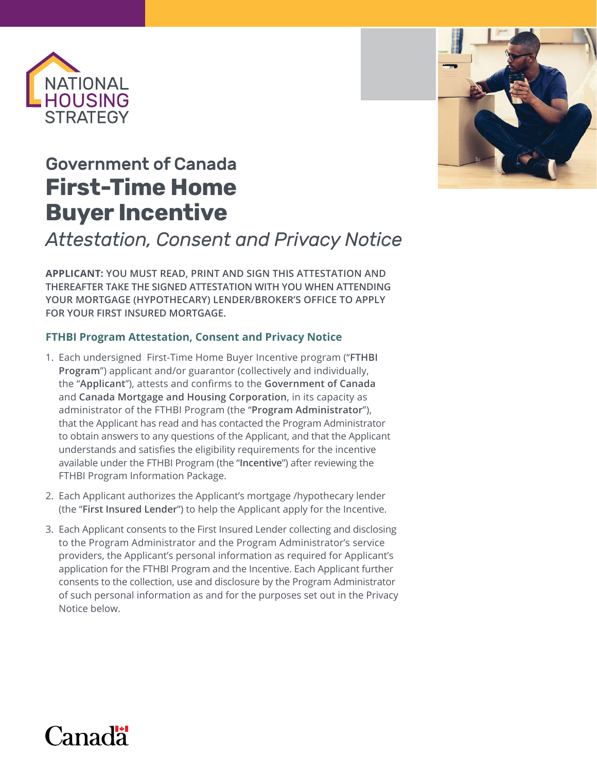NATIONAL HOUSING STRATEGY

## Government of Canada

# First-Time Home Buyer Incentive

*Attestation, Consent and Privacy Notice*

**APPLICANT:** **YOU MUST READ, PRINT AND SIGN THIS ATTESTATION AND THEREAFTER TAKE THE SIGNED ATTESTATION WITH YOU WHEN ATTENDING YOUR MORTGAGE (HYPOTHECARY) LENDER/BROKER'S OFFICE TO APPLY FOR YOUR FIRST INSURED MORTGAGE.**

### FTHBI Program Attestation, Consent and Privacy Notice

1. Each undersigned First-Time Home Buyer Incentive program ("**FTHBI Program**") applicant and/or guarantor (collectively and individually, the "**Applicant**"), attests and confirms to the **Government of Canada** and **Canada Mortgage and Housing Corporation**, in its capacity as administrator of the FTHBI Program (the "**Program Administrator**"), that the Applicant has read and has contacted the Program Administrator to obtain answers to any questions of the Applicant, and that the Applicant understands and satisfies the eligibility requirements for the incentive available under the FTHBI Program (the "**Incentive**") after reviewing the FTHBI Program Information Package.
2. Each Applicant authorizes the Applicant's mortgage /hypothecary lender (the "**First Insured Lender**") to help the Applicant apply for the Incentive.
3. Each Applicant consents to the First Insured Lender collecting and disclosing to the Program Administrator and the Program Administrator's service providers, the Applicant's personal information as required for Applicant's application for the FTHBI Program and the Incentive. Each Applicant further consents to the collection, use and disclosure by the Program Administrator of such personal information as and for the purposes set out in the Privacy Notice below.

Canada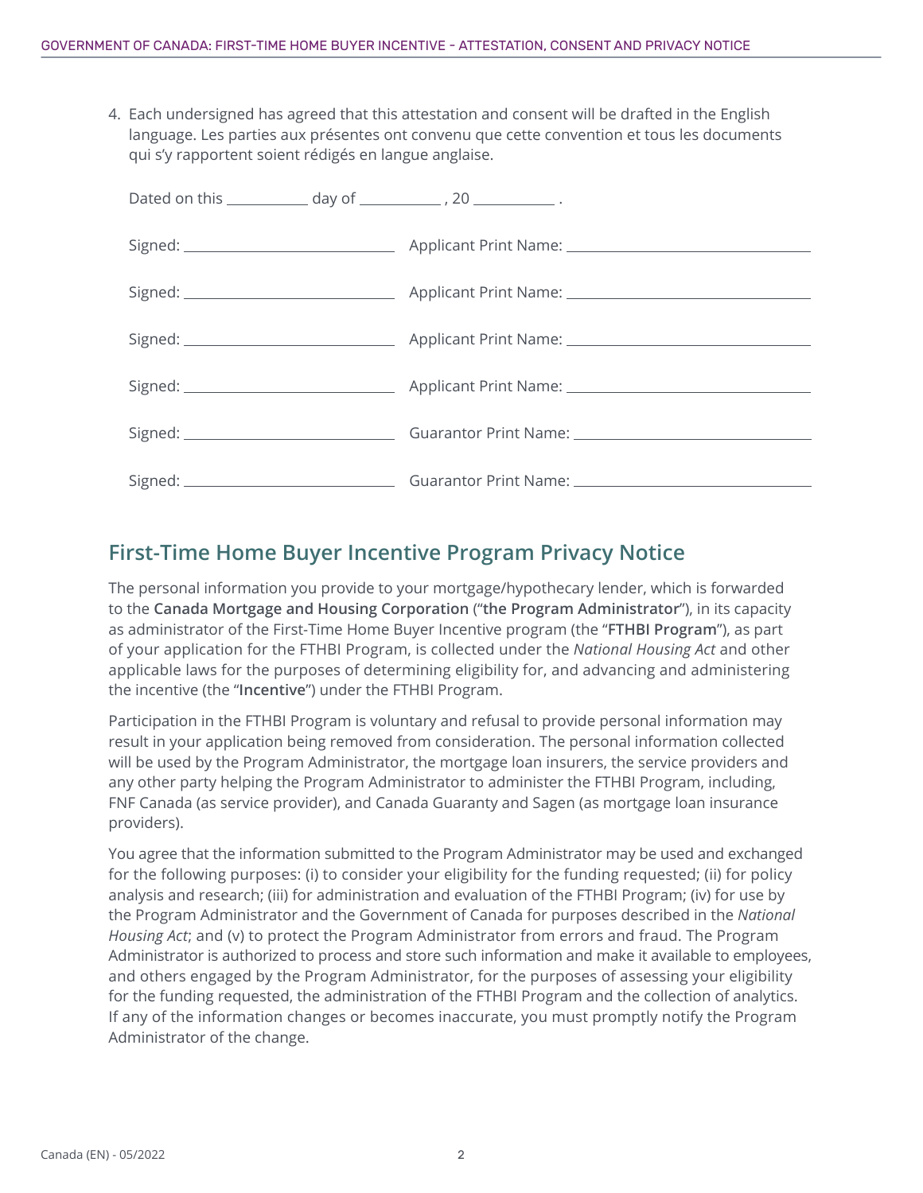4. Each undersigned has agreed that this attestation and consent will be drafted in the English language. Les parties aux présentes ont convenu que cette convention et tous les documents qui s'y rapportent soient rédigés en langue anglaise.

Dated on this __________ day of __________ , 20 __________ .

Signed: ________________________ Applicant Print Name: ____________________________

Signed: ________________________ Applicant Print Name: ____________________________

Signed: ________________________ Applicant Print Name: ____________________________

Signed: ________________________ Applicant Print Name: ____________________________

Signed: ________________________ Guarantor Print Name: ____________________________

Signed: ________________________ Guarantor Print Name: ____________________________

## First-Time Home Buyer Incentive Program Privacy Notice

The personal information you provide to your mortgage/hypothecary lender, which is forwarded to the **Canada Mortgage and Housing Corporation** ("**the Program Administrator**"), in its capacity as administrator of the First-Time Home Buyer Incentive program (the "**FTHBI Program**"), as part of your application for the FTHBI Program, is collected under the *National Housing Act* and other applicable laws for the purposes of determining eligibility for, and advancing and administering the incentive (the "**Incentive**") under the FTHBI Program.

Participation in the FTHBI Program is voluntary and refusal to provide personal information may result in your application being removed from consideration. The personal information collected will be used by the Program Administrator, the mortgage loan insurers, the service providers and any other party helping the Program Administrator to administer the FTHBI Program, including, FNF Canada (as service provider), and Canada Guaranty and Sagen (as mortgage loan insurance providers).

You agree that the information submitted to the Program Administrator may be used and exchanged for the following purposes: (i) to consider your eligibility for the funding requested; (ii) for policy analysis and research; (iii) for administration and evaluation of the FTHBI Program; (iv) for use by the Program Administrator and the Government of Canada for purposes described in the *National Housing Act*; and (v) to protect the Program Administrator from errors and fraud. The Program Administrator is authorized to process and store such information and make it available to employees, and others engaged by the Program Administrator, for the purposes of assessing your eligibility for the funding requested, the administration of the FTHBI Program and the collection of analytics. If any of the information changes or becomes inaccurate, you must promptly notify the Program Administrator of the change.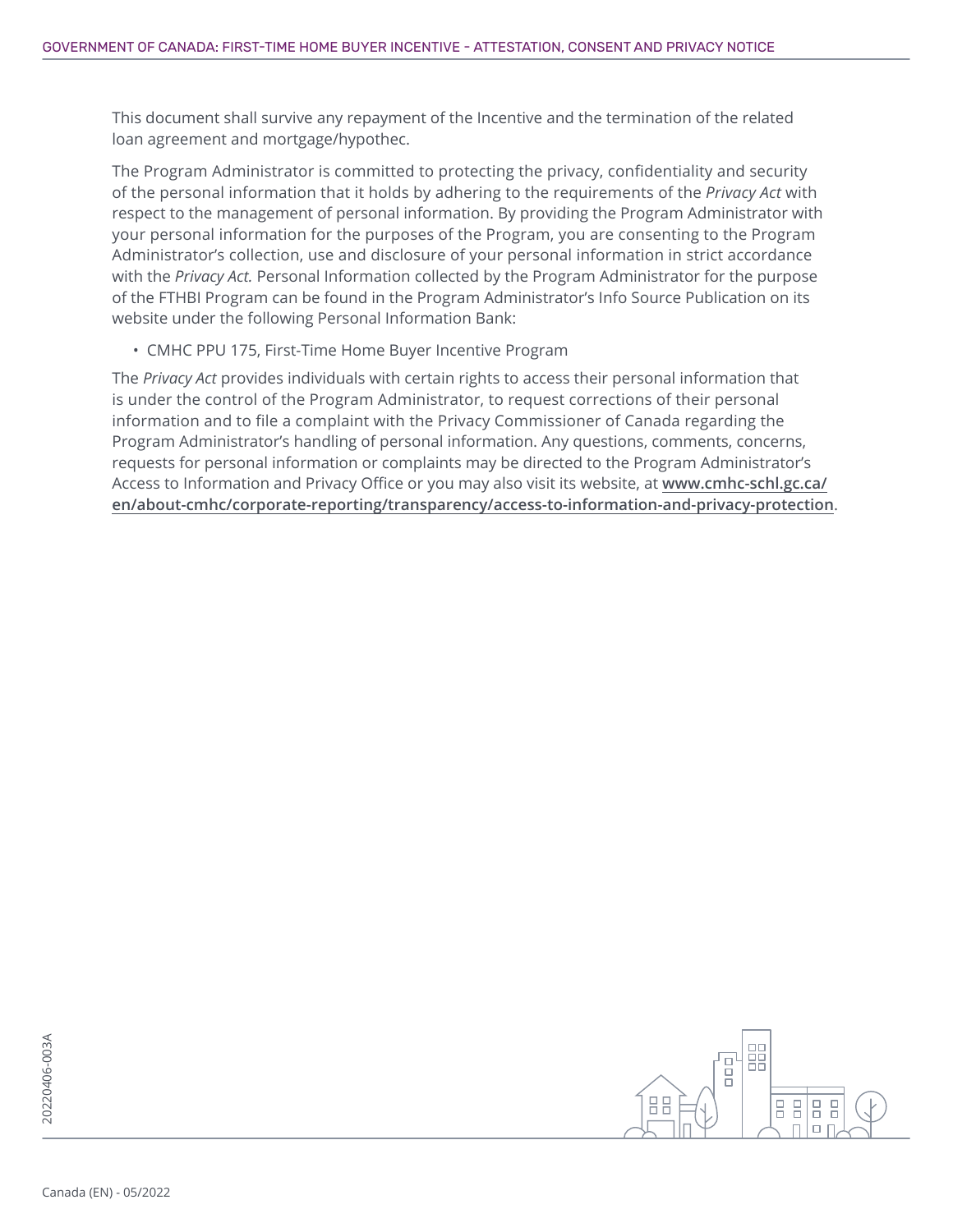This document shall survive any repayment of the Incentive and the termination of the related loan agreement and mortgage/hypothec.

The Program Administrator is committed to protecting the privacy, confidentiality and security of the personal information that it holds by adhering to the requirements of the *Privacy Act* with respect to the management of personal information. By providing the Program Administrator with your personal information for the purposes of the Program, you are consenting to the Program Administrator's collection, use and disclosure of your personal information in strict accordance with the *Privacy Act.* Personal Information collected by the Program Administrator for the purpose of the FTHBI Program can be found in the Program Administrator's Info Source Publication on its website under the following Personal Information Bank:

- CMHC PPU 175, First-Time Home Buyer Incentive Program

The *Privacy Act* provides individuals with certain rights to access their personal information that is under the control of the Program Administrator, to request corrections of their personal information and to file a complaint with the Privacy Commissioner of Canada regarding the Program Administrator's handling of personal information. Any questions, comments, concerns, requests for personal information or complaints may be directed to the Program Administrator's Access to Information and Privacy Office or you may also visit its website, at **www.cmhc-schl.gc.ca/en/about-cmhc/corporate-reporting/transparency/access-to-information-and-privacy-protection**.

20220406-003A

Canada (EN) - 05/2022